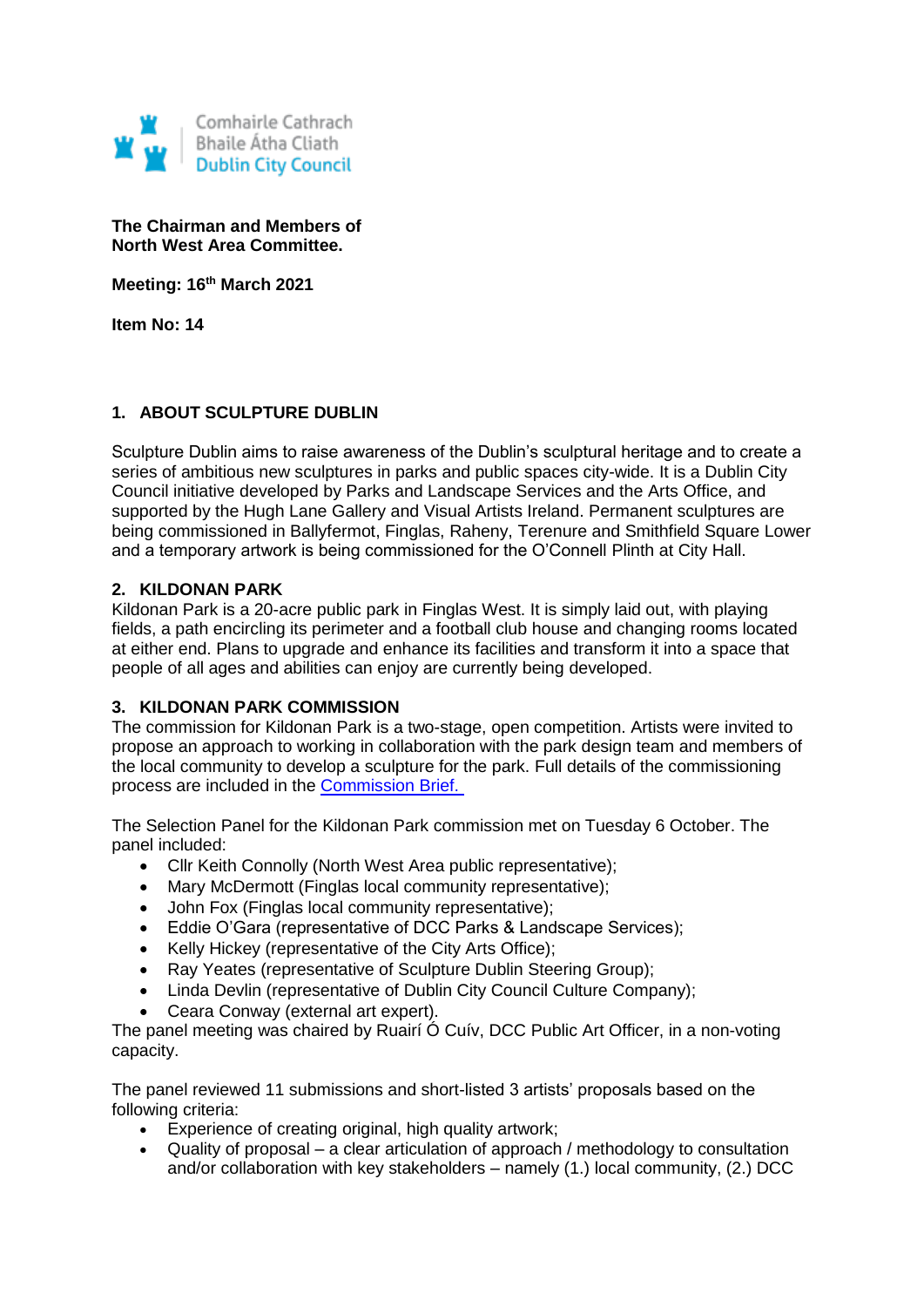Comhairle Cathrach
Bhaile Átha Cliath
Dublin City Council

**The Chairman and Members of**
**North West Area Committee.**

**Meeting: 16th March 2021**

**Item No: 14**

## 1. ABOUT SCULPTURE DUBLIN

Sculpture Dublin aims to raise awareness of the Dublin's sculptural heritage and to create a series of ambitious new sculptures in parks and public spaces city-wide. It is a Dublin City Council initiative developed by Parks and Landscape Services and the Arts Office, and supported by the Hugh Lane Gallery and Visual Artists Ireland. Permanent sculptures are being commissioned in Ballyfermot, Finglas, Raheny, Terenure and Smithfield Square Lower and a temporary artwork is being commissioned for the O'Connell Plinth at City Hall.

## 2. KILDONAN PARK

Kildonan Park is a 20-acre public park in Finglas West. It is simply laid out, with playing fields, a path encircling its perimeter and a football club house and changing rooms located at either end. Plans to upgrade and enhance its facilities and transform it into a space that people of all ages and abilities can enjoy are currently being developed.

## 3. KILDONAN PARK COMMISSION

The commission for Kildonan Park is a two-stage, open competition. Artists were invited to propose an approach to working in collaboration with the park design team and members of the local community to develop a sculpture for the park. Full details of the commissioning process are included in the Commission Brief.

The Selection Panel for the Kildonan Park commission met on Tuesday 6 October. The panel included:

- Cllr Keith Connolly (North West Area public representative);
- Mary McDermott (Finglas local community representative);
- John Fox (Finglas local community representative);
- Eddie O'Gara (representative of DCC Parks & Landscape Services);
- Kelly Hickey (representative of the City Arts Office);
- Ray Yeates (representative of Sculpture Dublin Steering Group);
- Linda Devlin (representative of Dublin City Council Culture Company);
- Ceara Conway (external art expert).

The panel meeting was chaired by Ruairí Ó Cuív, DCC Public Art Officer, in a non-voting capacity.

The panel reviewed 11 submissions and short-listed 3 artists' proposals based on the following criteria:

- Experience of creating original, high quality artwork;
- Quality of proposal – a clear articulation of approach / methodology to consultation and/or collaboration with key stakeholders – namely (1.) local community, (2.) DCC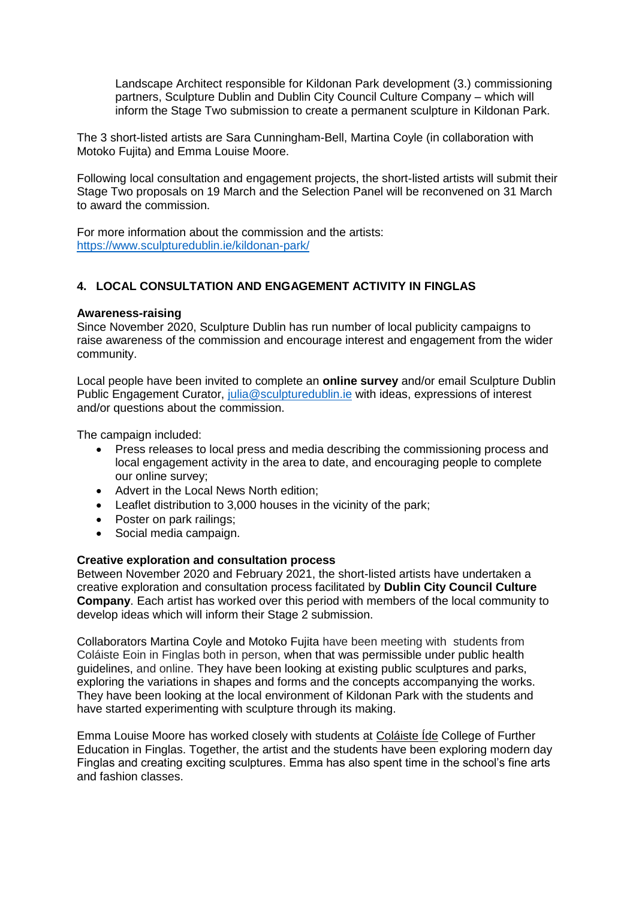Landscape Architect responsible for Kildonan Park development (3.) commissioning partners, Sculpture Dublin and Dublin City Council Culture Company – which will inform the Stage Two submission to create a permanent sculpture in Kildonan Park.

The 3 short-listed artists are Sara Cunningham-Bell, Martina Coyle (in collaboration with Motoko Fujita) and Emma Louise Moore.

Following local consultation and engagement projects, the short-listed artists will submit their Stage Two proposals on 19 March and the Selection Panel will be reconvened on 31 March to award the commission.

For more information about the commission and the artists:
https://www.sculpturedublin.ie/kildonan-park/

## 4. LOCAL CONSULTATION AND ENGAGEMENT ACTIVITY IN FINGLAS

**Awareness-raising**
Since November 2020, Sculpture Dublin has run number of local publicity campaigns to raise awareness of the commission and encourage interest and engagement from the wider community.

Local people have been invited to complete an **online survey** and/or email Sculpture Dublin Public Engagement Curator, julia@sculpturedublin.ie with ideas, expressions of interest and/or questions about the commission.

The campaign included:

- Press releases to local press and media describing the commissioning process and local engagement activity in the area to date, and encouraging people to complete our online survey;
- Advert in the Local News North edition;
- Leaflet distribution to 3,000 houses in the vicinity of the park;
- Poster on park railings;
- Social media campaign.

**Creative exploration and consultation process**
Between November 2020 and February 2021, the short-listed artists have undertaken a creative exploration and consultation process facilitated by **Dublin City Council Culture Company**. Each artist has worked over this period with members of the local community to develop ideas which will inform their Stage 2 submission.

Collaborators Martina Coyle and Motoko Fujita have been meeting with students from Coláiste Eoin in Finglas both in person, when that was permissible under public health guidelines, and online. They have been looking at existing public sculptures and parks, exploring the variations in shapes and forms and the concepts accompanying the works. They have been looking at the local environment of Kildonan Park with the students and have started experimenting with sculpture through its making.

Emma Louise Moore has worked closely with students at Coláiste Íde College of Further Education in Finglas. Together, the artist and the students have been exploring modern day Finglas and creating exciting sculptures. Emma has also spent time in the school's fine arts and fashion classes.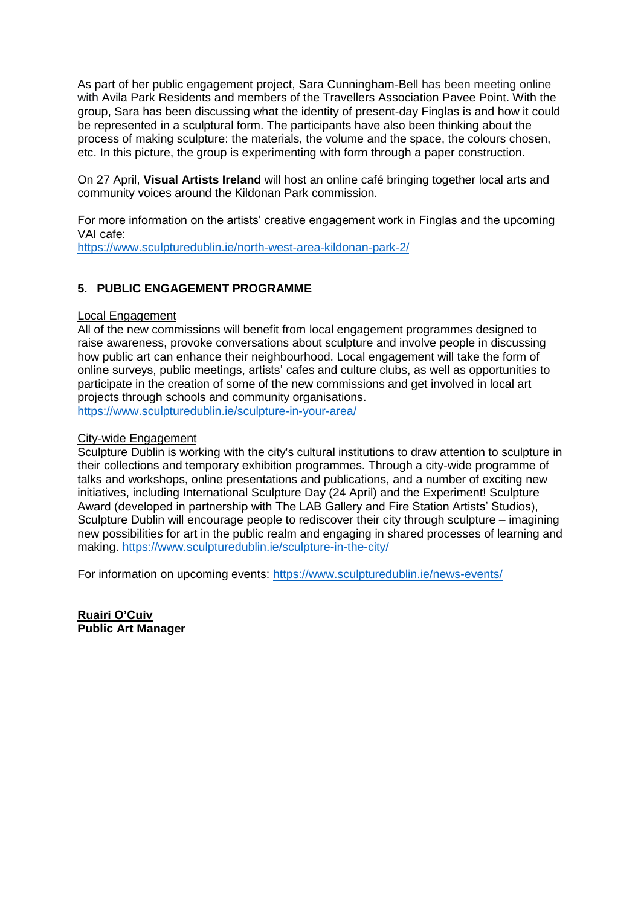As part of her public engagement project, Sara Cunningham-Bell has been meeting online with Avila Park Residents and members of the Travellers Association Pavee Point. With the group, Sara has been discussing what the identity of present-day Finglas is and how it could be represented in a sculptural form. The participants have also been thinking about the process of making sculpture: the materials, the volume and the space, the colours chosen, etc. In this picture, the group is experimenting with form through a paper construction.

On 27 April, **Visual Artists Ireland** will host an online café bringing together local arts and community voices around the Kildonan Park commission.

For more information on the artists' creative engagement work in Finglas and the upcoming VAI cafe:
https://www.sculpturedublin.ie/north-west-area-kildonan-park-2/

## 5. PUBLIC ENGAGEMENT PROGRAMME

Local Engagement
All of the new commissions will benefit from local engagement programmes designed to raise awareness, provoke conversations about sculpture and involve people in discussing how public art can enhance their neighbourhood. Local engagement will take the form of online surveys, public meetings, artists' cafes and culture clubs, as well as opportunities to participate in the creation of some of the new commissions and get involved in local art projects through schools and community organisations.
https://www.sculpturedublin.ie/sculpture-in-your-area/

City-wide Engagement
Sculpture Dublin is working with the city's cultural institutions to draw attention to sculpture in their collections and temporary exhibition programmes. Through a city-wide programme of talks and workshops, online presentations and publications, and a number of exciting new initiatives, including International Sculpture Day (24 April) and the Experiment! Sculpture Award (developed in partnership with The LAB Gallery and Fire Station Artists' Studios), Sculpture Dublin will encourage people to rediscover their city through sculpture – imagining new possibilities for art in the public realm and engaging in shared processes of learning and making. https://www.sculpturedublin.ie/sculpture-in-the-city/

For information on upcoming events: https://www.sculpturedublin.ie/news-events/

**Ruairi O'Cuiv**
**Public Art Manager**